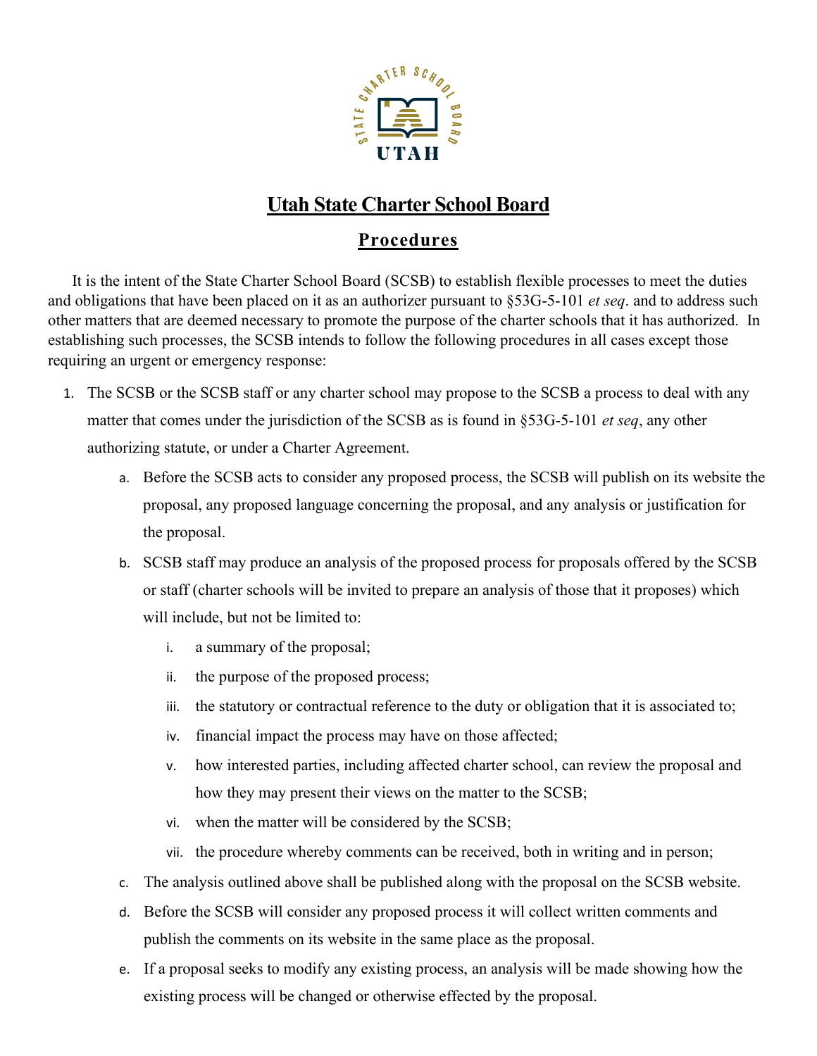# Utah State Charter School Board

## Procedures

It is the intent of the State Charter School Board (SCSB) to establish flexible processes to meet the duties and obligations that have been placed on it as an authorizer pursuant to §53G-5-101 *et seq*. and to address such other matters that are deemed necessary to promote the purpose of the charter schools that it has authorized. In establishing such processes, the SCSB intends to follow the following procedures in all cases except those requiring an urgent or emergency response:

1. The SCSB or the SCSB staff or any charter school may propose to the SCSB a process to deal with any matter that comes under the jurisdiction of the SCSB as is found in §53G-5-101 *et seq*, any other authorizing statute, or under a Charter Agreement.
   a. Before the SCSB acts to consider any proposed process, the SCSB will publish on its website the proposal, any proposed language concerning the proposal, and any analysis or justification for the proposal.
   b. SCSB staff may produce an analysis of the proposed process for proposals offered by the SCSB or staff (charter schools will be invited to prepare an analysis of those that it proposes) which will include, but not be limited to:
      i. a summary of the proposal;
      ii. the purpose of the proposed process;
      iii. the statutory or contractual reference to the duty or obligation that it is associated to;
      iv. financial impact the process may have on those affected;
      v. how interested parties, including affected charter school, can review the proposal and how they may present their views on the matter to the SCSB;
      vi. when the matter will be considered by the SCSB;
      vii. the procedure whereby comments can be received, both in writing and in person;
   c. The analysis outlined above shall be published along with the proposal on the SCSB website.
   d. Before the SCSB will consider any proposed process it will collect written comments and publish the comments on its website in the same place as the proposal.
   e. If a proposal seeks to modify any existing process, an analysis will be made showing how the existing process will be changed or otherwise effected by the proposal.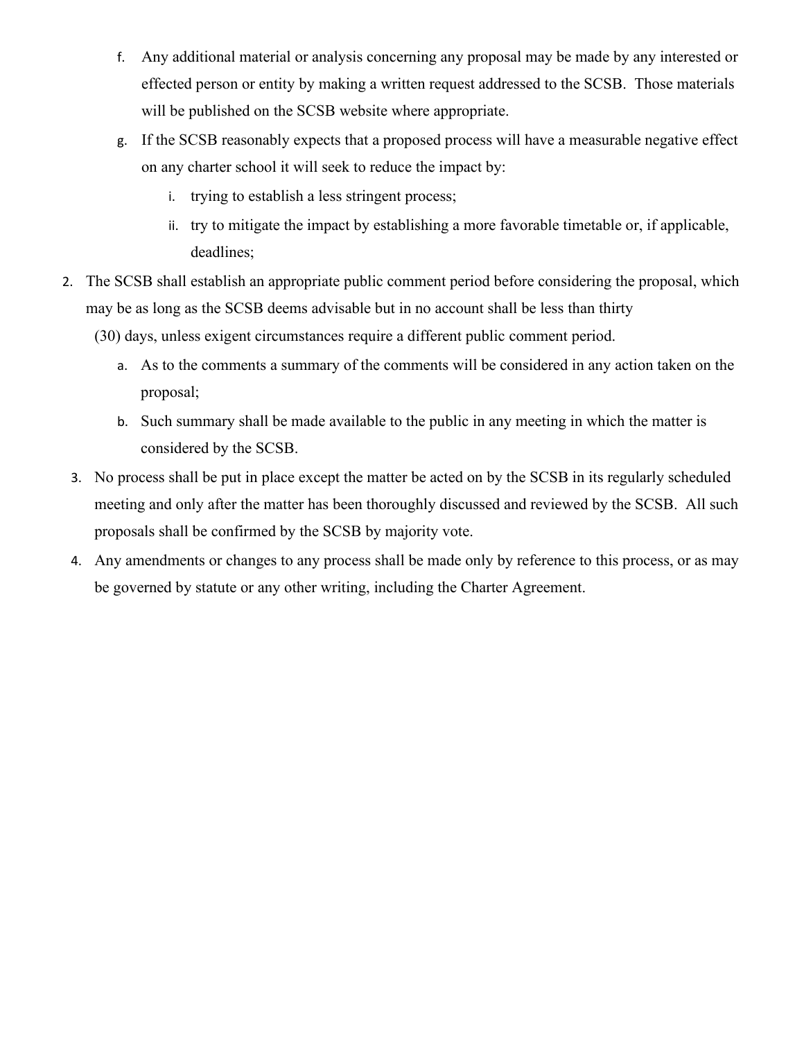f. Any additional material or analysis concerning any proposal may be made by any interested or effected person or entity by making a written request addressed to the SCSB. Those materials will be published on the SCSB website where appropriate.

g. If the SCSB reasonably expects that a proposed process will have a measurable negative effect on any charter school it will seek to reduce the impact by:

   i. trying to establish a less stringent process;

   ii. try to mitigate the impact by establishing a more favorable timetable or, if applicable, deadlines;

2. The SCSB shall establish an appropriate public comment period before considering the proposal, which may be as long as the SCSB deems advisable but in no account shall be less than thirty (30) days, unless exigent circumstances require a different public comment period.

   a. As to the comments a summary of the comments will be considered in any action taken on the proposal;

   b. Such summary shall be made available to the public in any meeting in which the matter is considered by the SCSB.

3. No process shall be put in place except the matter be acted on by the SCSB in its regularly scheduled meeting and only after the matter has been thoroughly discussed and reviewed by the SCSB. All such proposals shall be confirmed by the SCSB by majority vote.

4. Any amendments or changes to any process shall be made only by reference to this process, or as may be governed by statute or any other writing, including the Charter Agreement.